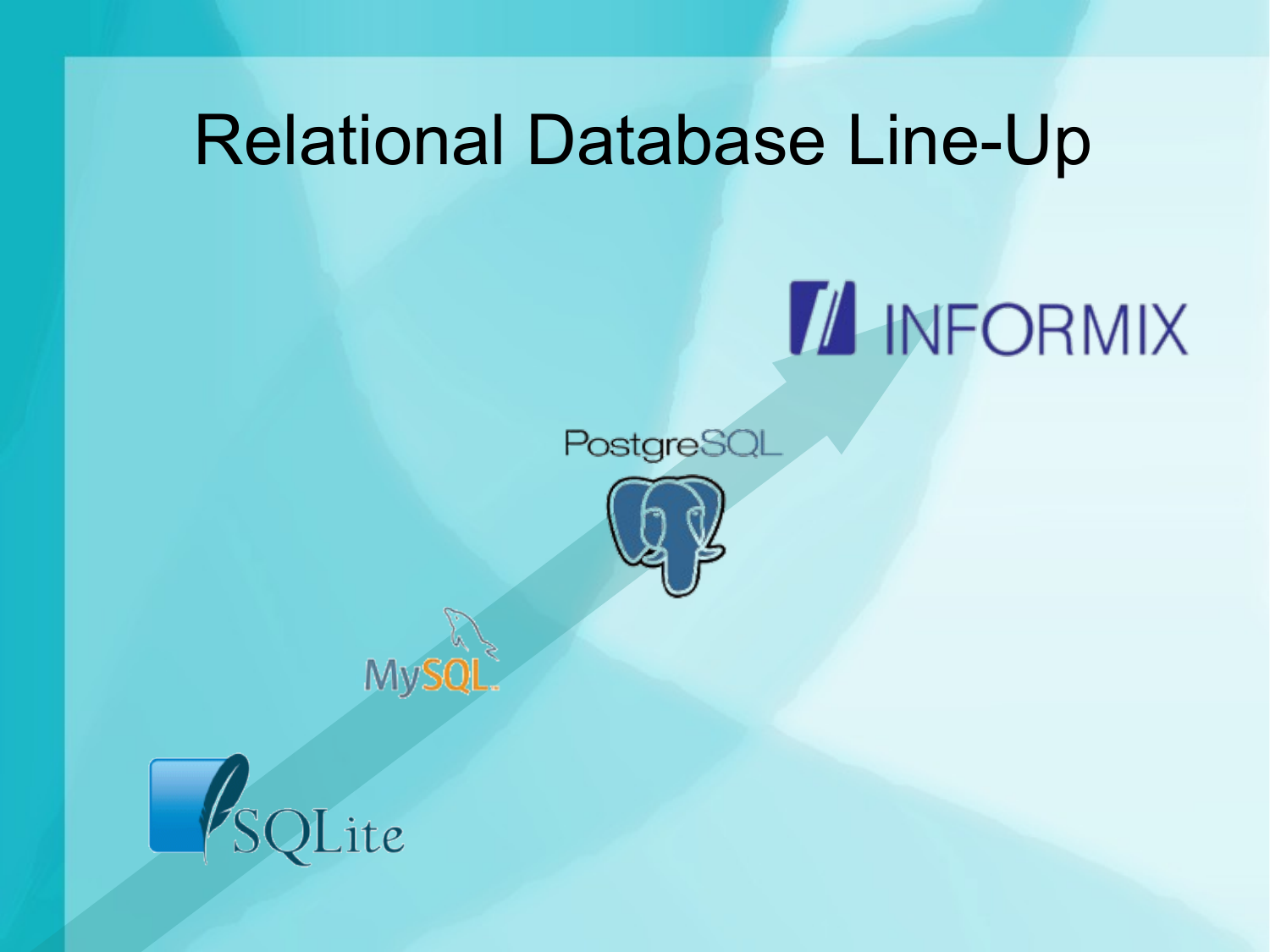# Relational Database Line-Up

INFORMIX

PostgreSQL

MySQL

SQLite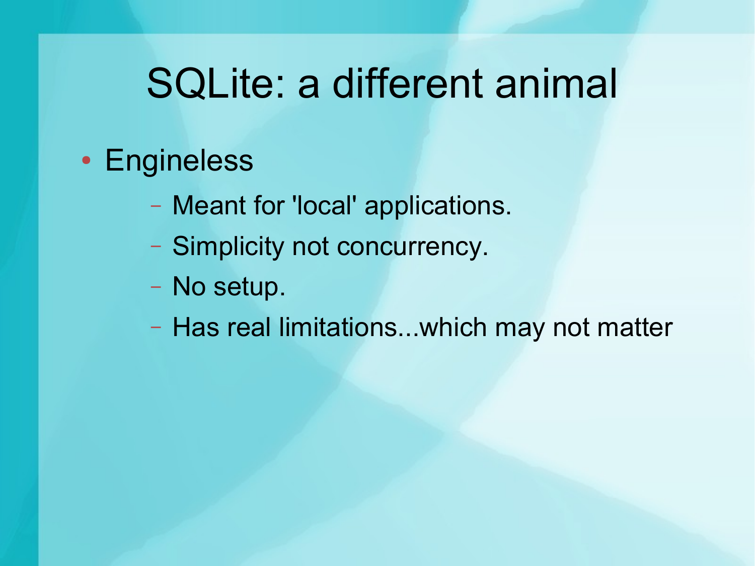# SQLite: a different animal

- Engineless
  - Meant for 'local' applications.
  - Simplicity not concurrency.
  - No setup.
  - Has real limitations...which may not matter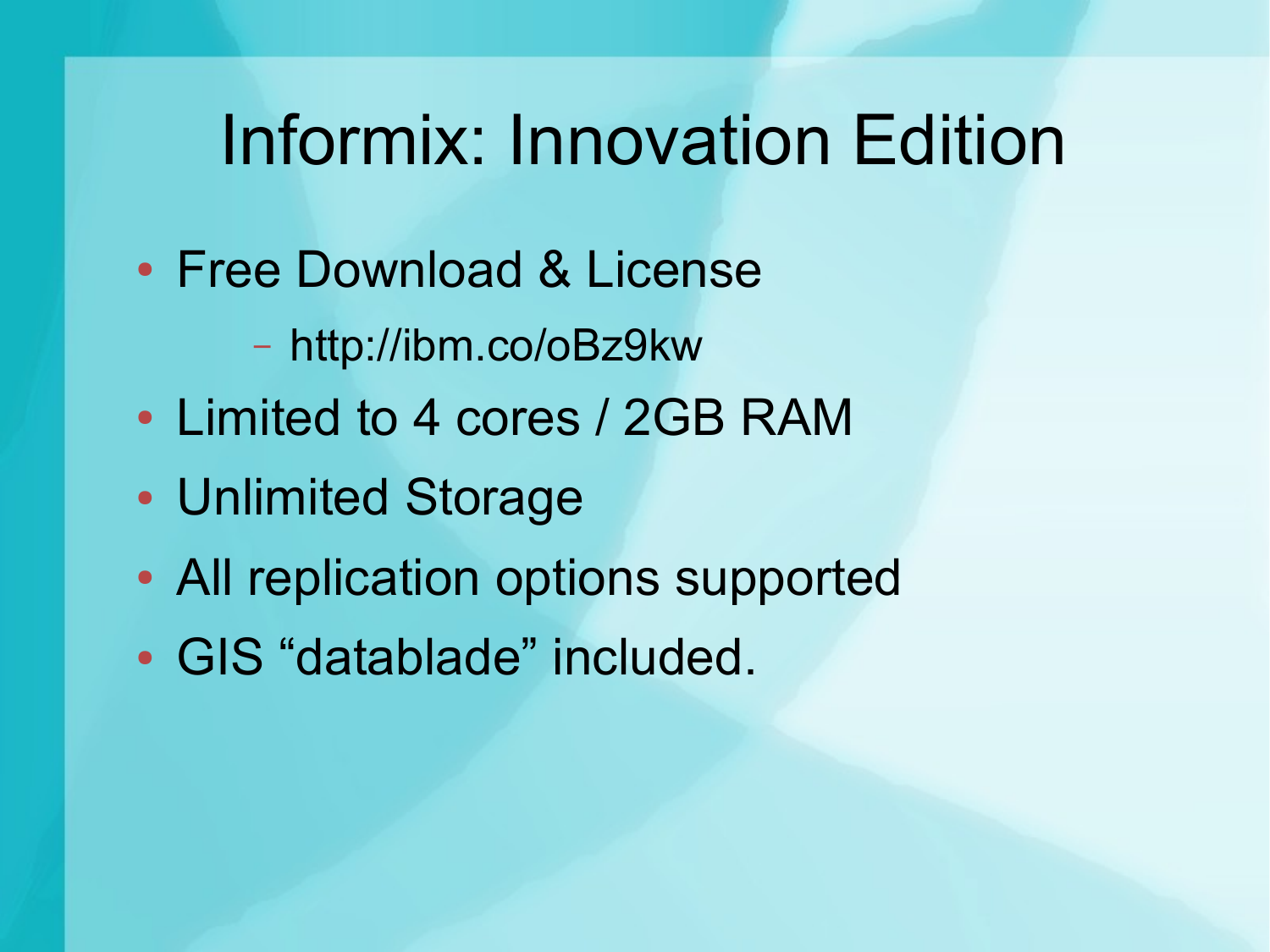# Informix: Innovation Edition

- Free Download & License
  - http://ibm.co/oBz9kw
- Limited to 4 cores / 2GB RAM
- Unlimited Storage
- All replication options supported
- GIS “datablade” included.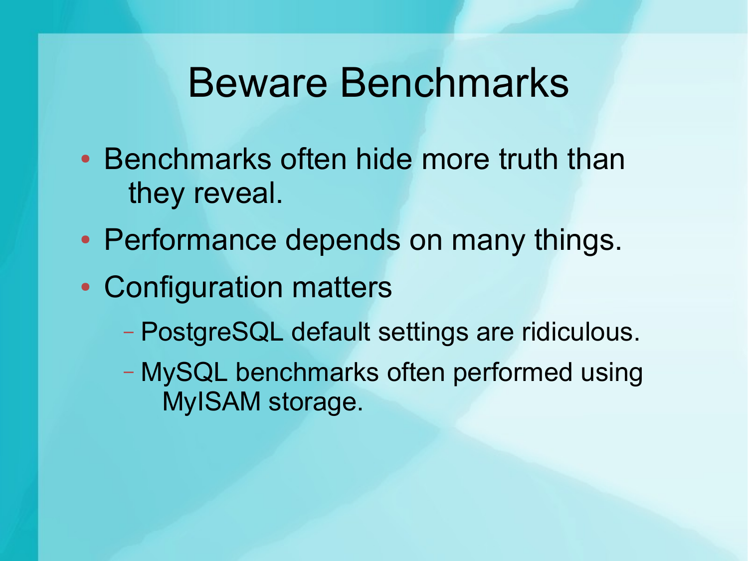# Beware Benchmarks

- Benchmarks often hide more truth than they reveal.
- Performance depends on many things.
- Configuration matters
  - PostgreSQL default settings are ridiculous.
  - MySQL benchmarks often performed using MyISAM storage.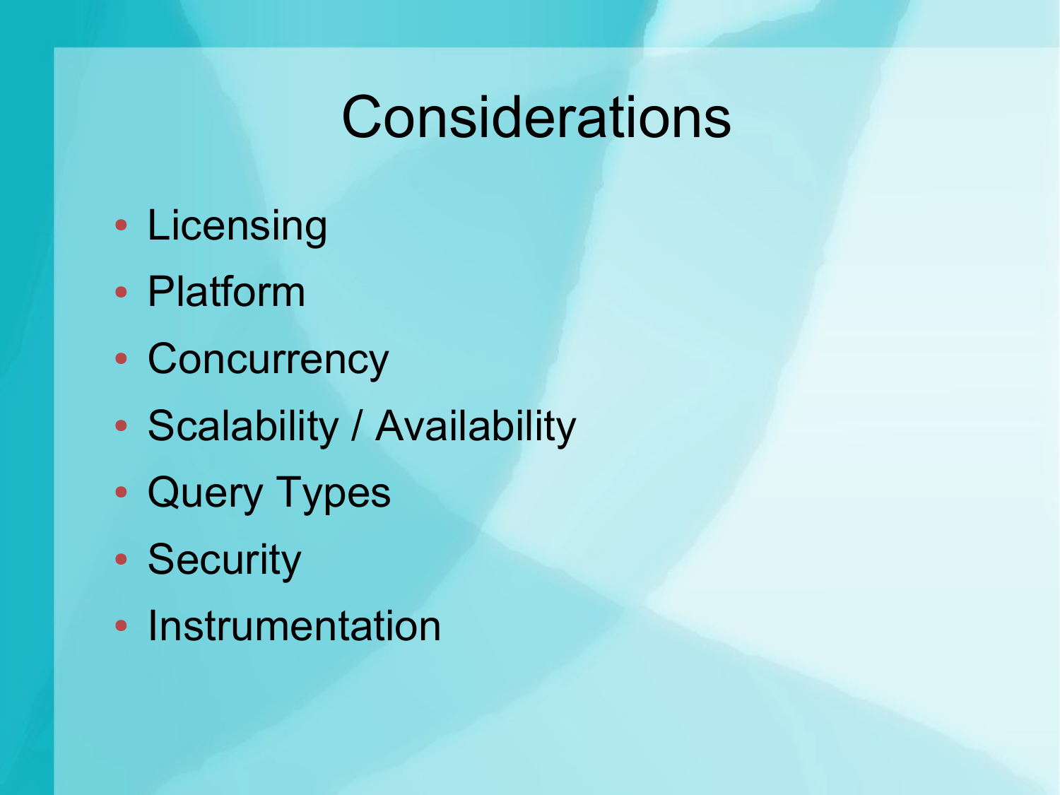# Considerations

- Licensing
- Platform
- Concurrency
- Scalability / Availability
- Query Types
- Security
- Instrumentation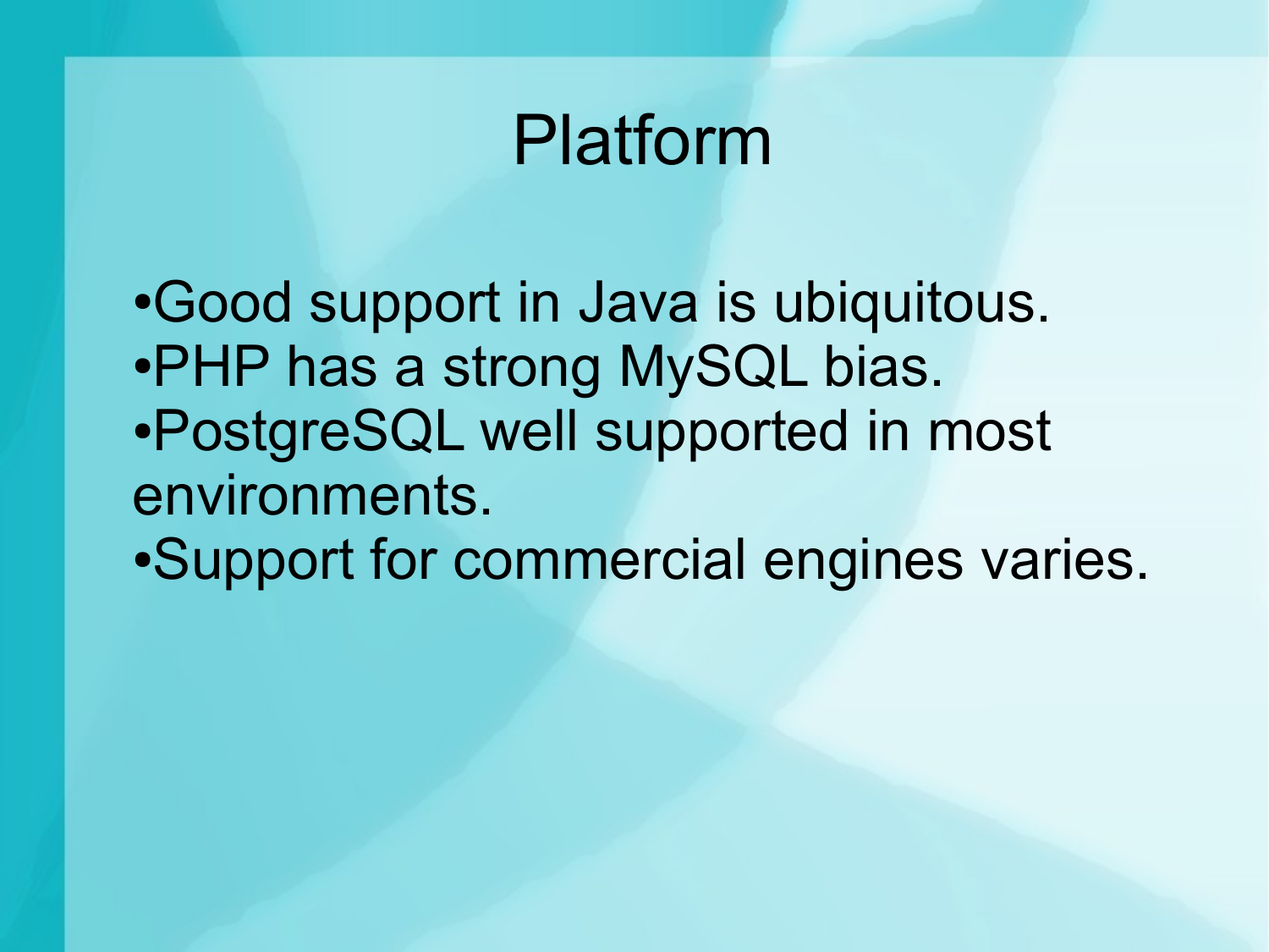# Platform

- Good support in Java is ubiquitous.
- PHP has a strong MySQL bias.
- PostgreSQL well supported in most environments.
- Support for commercial engines varies.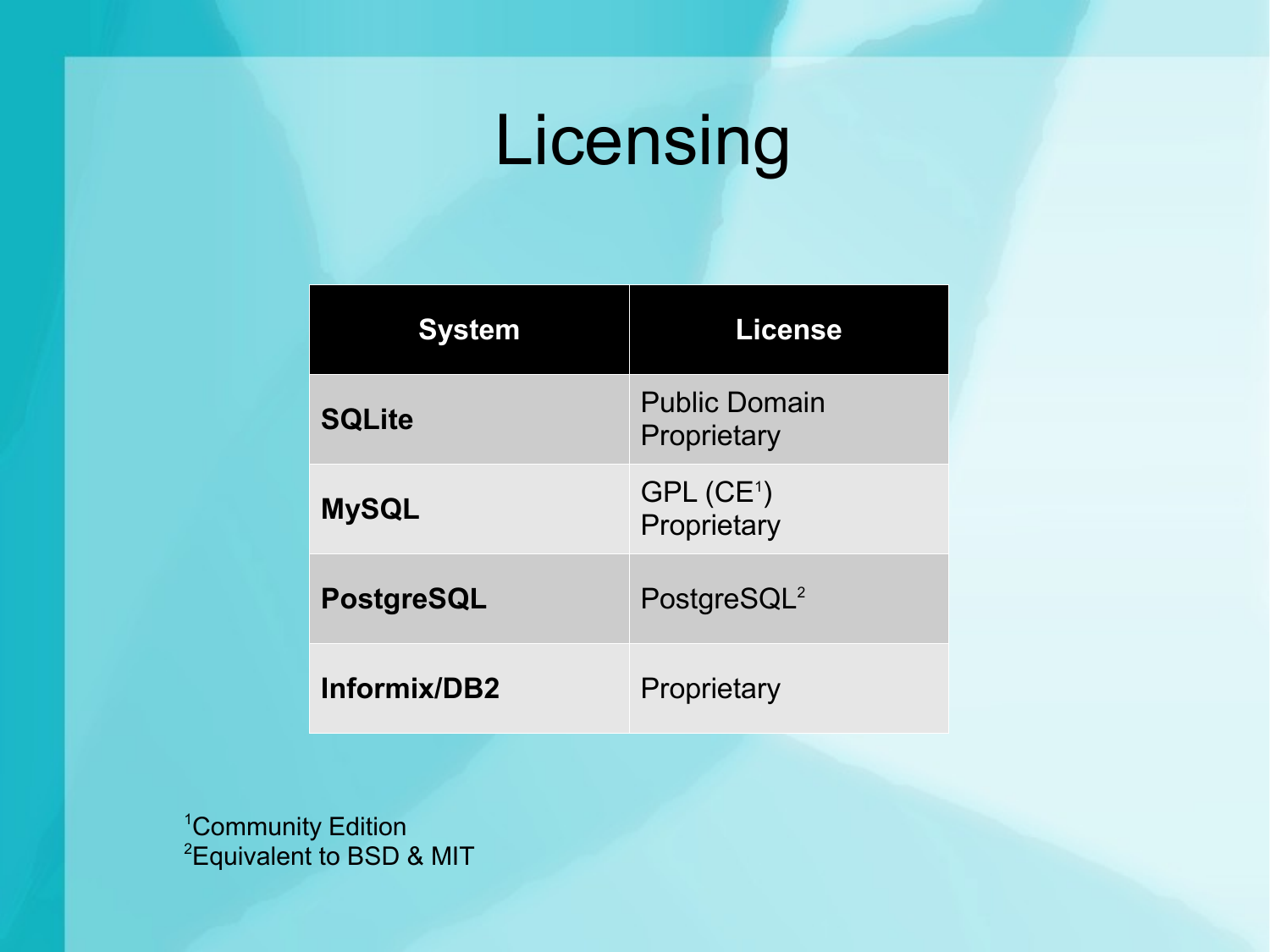# Licensing

| System | License |
| --- | --- |
| **SQLite** | Public Domain<br>Proprietary |
| **MySQL** | GPL (CE[1])<br>Proprietary |
| **PostgreSQL** | PostgreSQL[2] |
| **Informix/DB2** | Proprietary |

[1]Community Edition
[2]Equivalent to BSD & MIT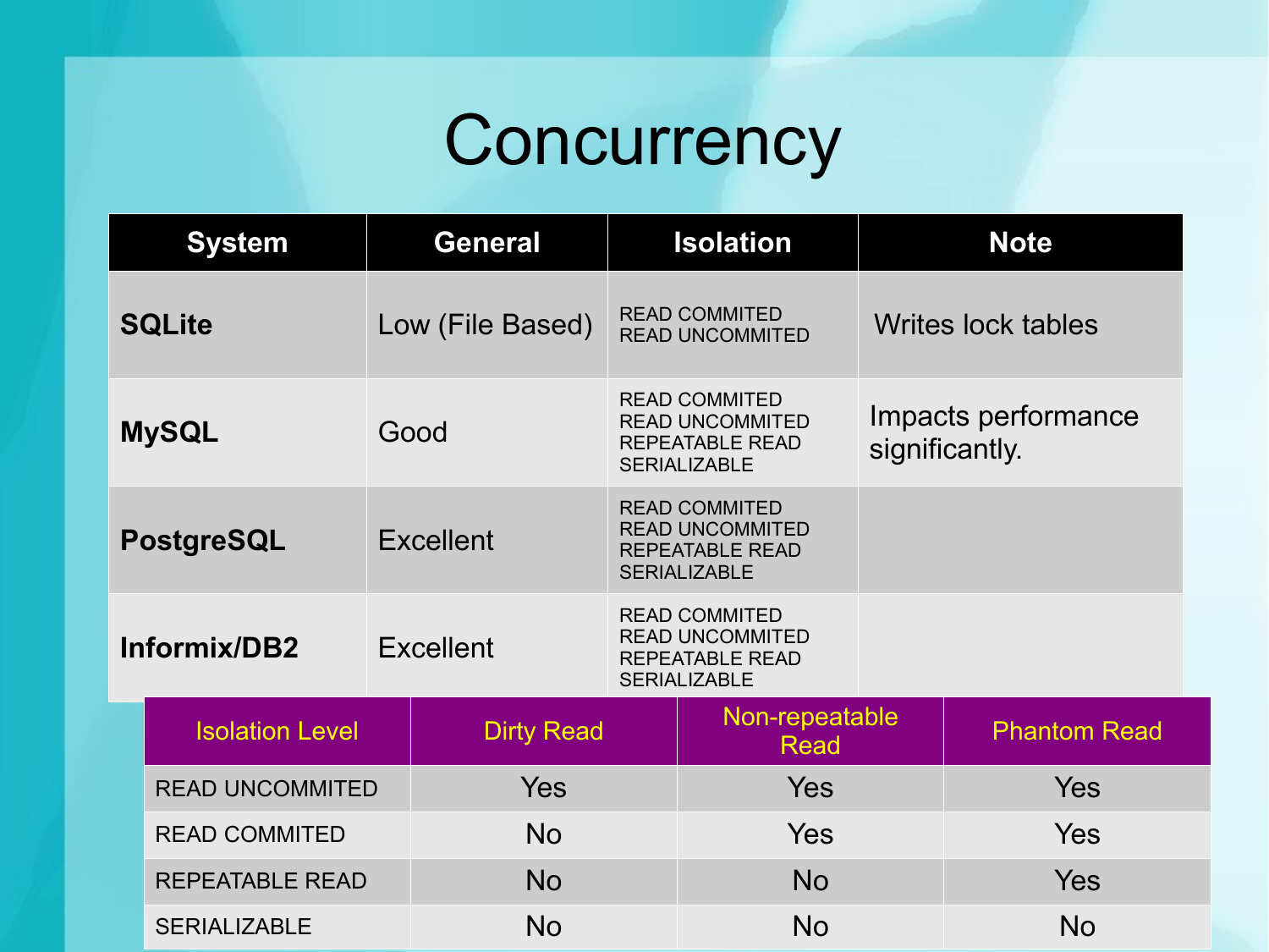# Concurrency

| System | General | Isolation | Note |
| --- | --- | --- | --- |
| **SQLite** | Low (File Based) | READ COMMITED<br>READ UNCOMMITED | Writes lock tables |
| **MySQL** | Good | READ COMMITED<br>READ UNCOMMITED<br>REPEATABLE READ<br>SERIALIZABLE | Impacts performance significantly. |
| **PostgreSQL** | Excellent | READ COMMITED<br>READ UNCOMMITED<br>REPEATABLE READ<br>SERIALIZABLE | |
| **Informix/DB2** | Excellent | READ COMMITED<br>READ UNCOMMITED<br>REPEATABLE READ<br>SERIALIZABLE | |

| Isolation Level | Dirty Read | Non-repeatable Read | Phantom Read |
| --- | --- | --- | --- |
| READ UNCOMMITED | Yes | Yes | Yes |
| READ COMMITED | No | Yes | Yes |
| REPEATABLE READ | No | No | Yes |
| SERIALIZABLE | No | No | No |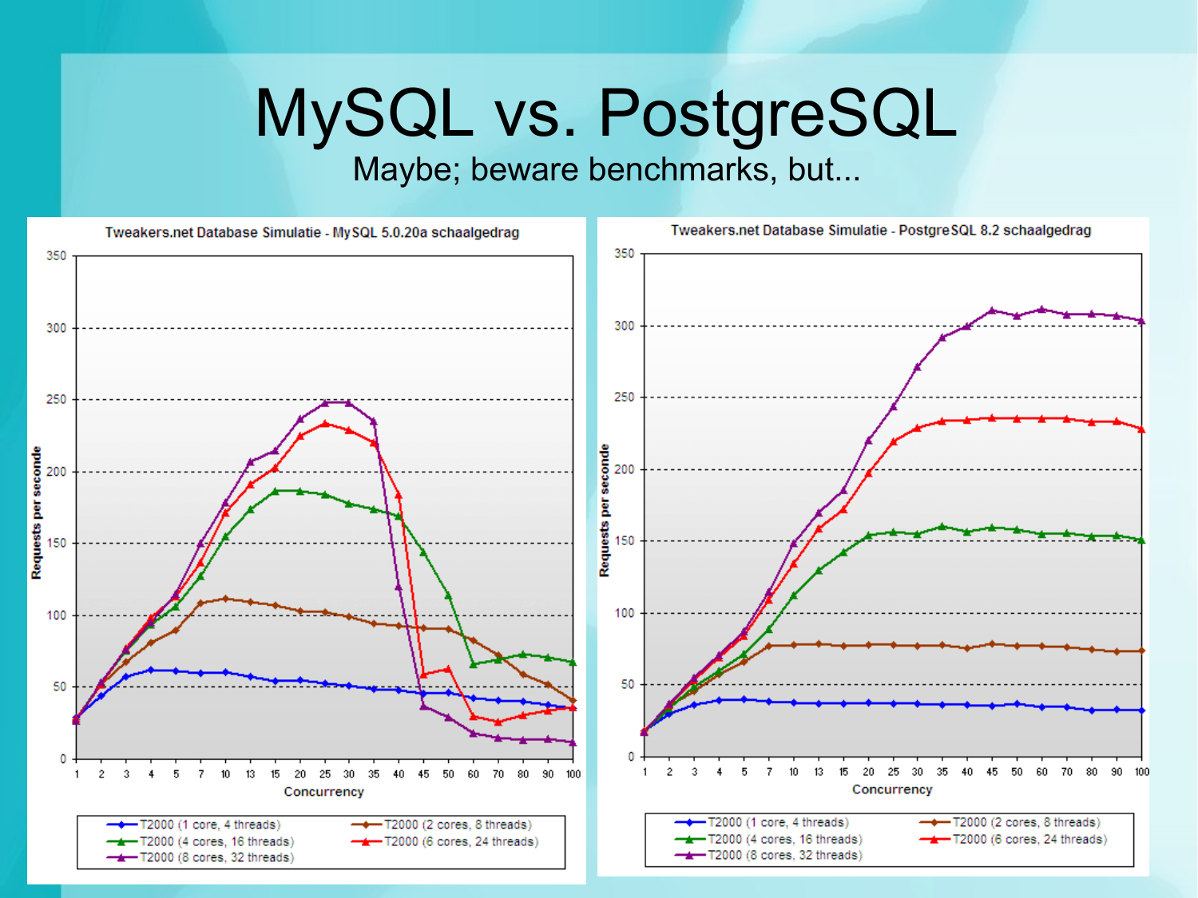# MySQL vs. PostgreSQL

Maybe; beware benchmarks, but...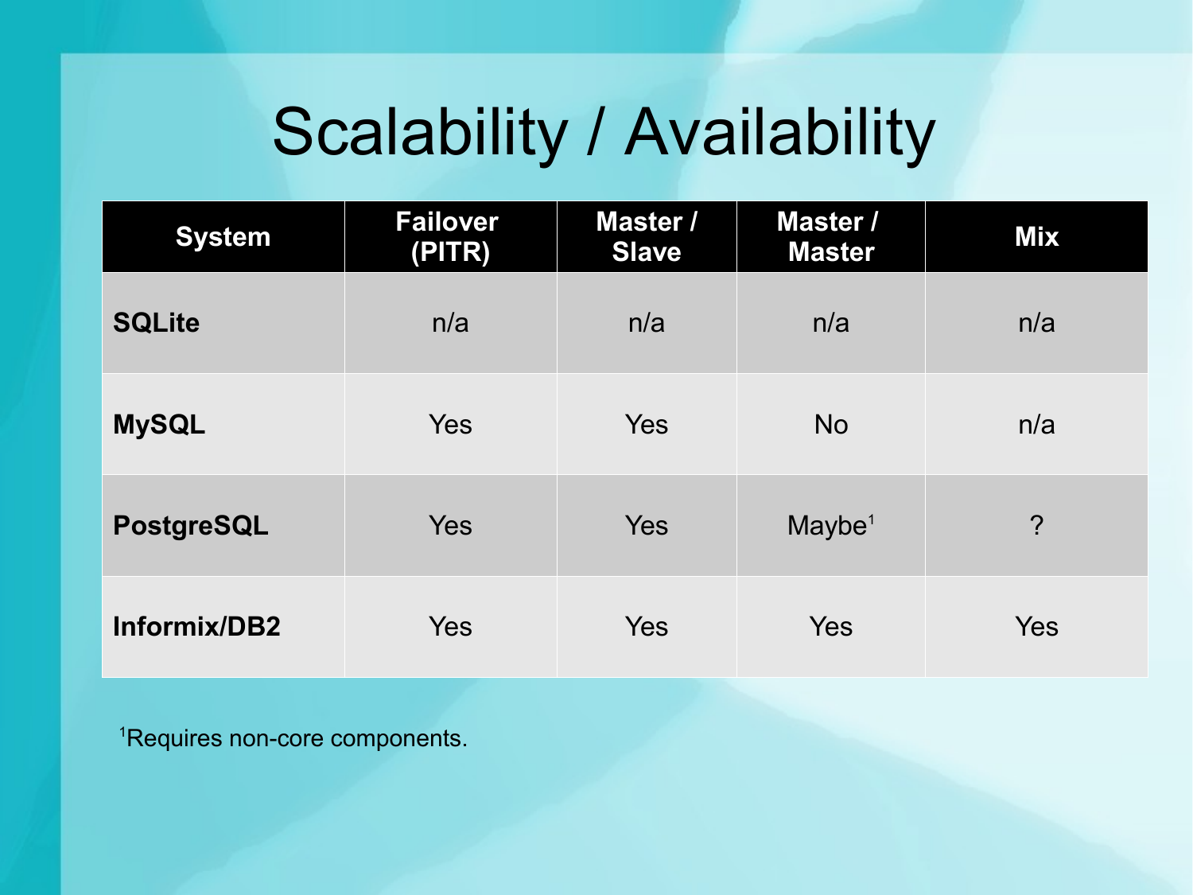# Scalability / Availability

| System | Failover (PITR) | Master / Slave | Master / Master | Mix |
|---|---|---|---|---|
| **SQLite** | n/a | n/a | n/a | n/a |
| **MySQL** | Yes | Yes | No | n/a |
| **PostgreSQL** | Yes | Yes | Maybe[1] | ? |
| **Informix/DB2** | Yes | Yes | Yes | Yes |

[1]Requires non-core components.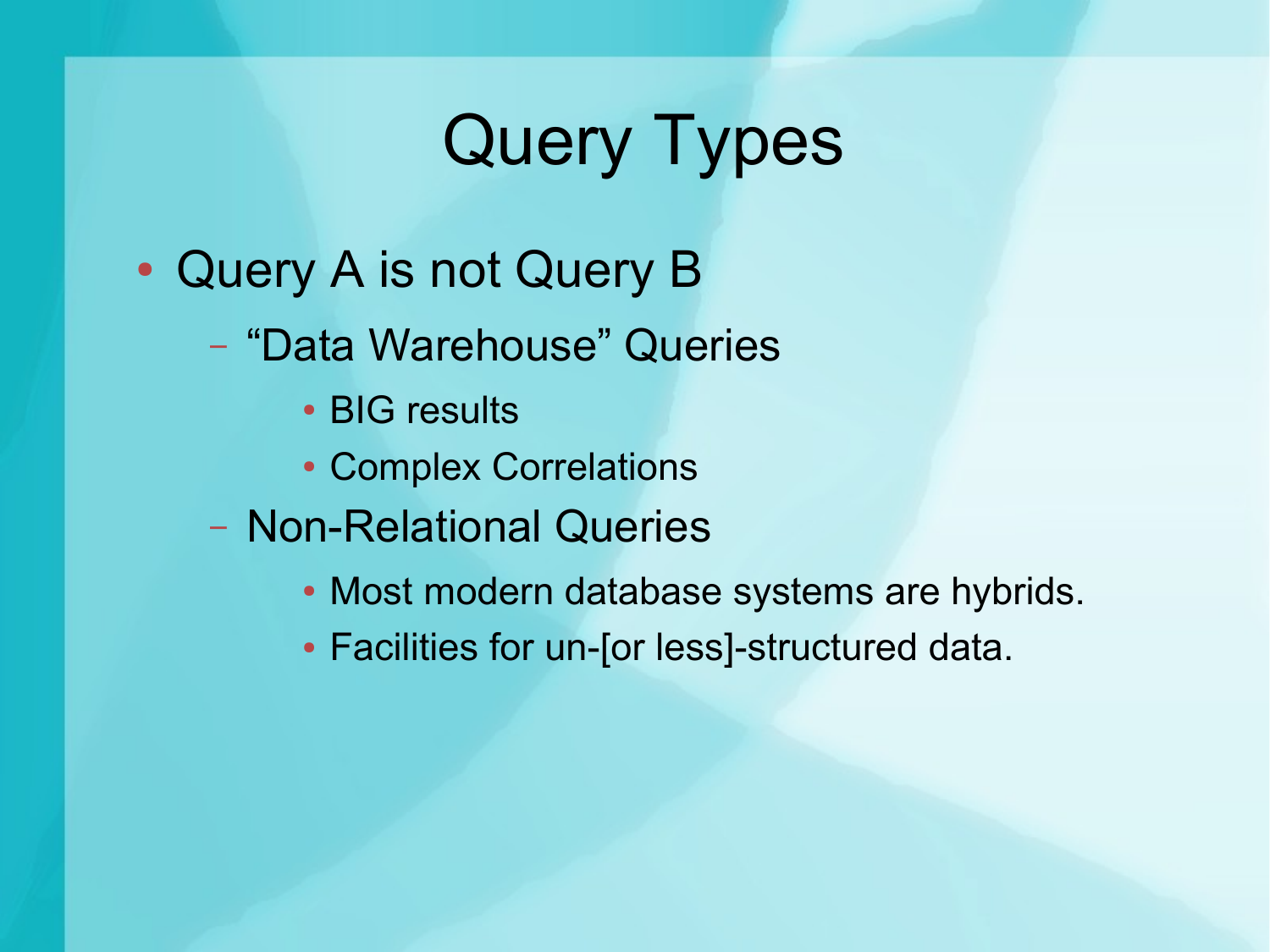# Query Types

- Query A is not Query B
  - "Data Warehouse" Queries
    - BIG results
    - Complex Correlations
  - Non-Relational Queries
    - Most modern database systems are hybrids.
    - Facilities for un-[or less]-structured data.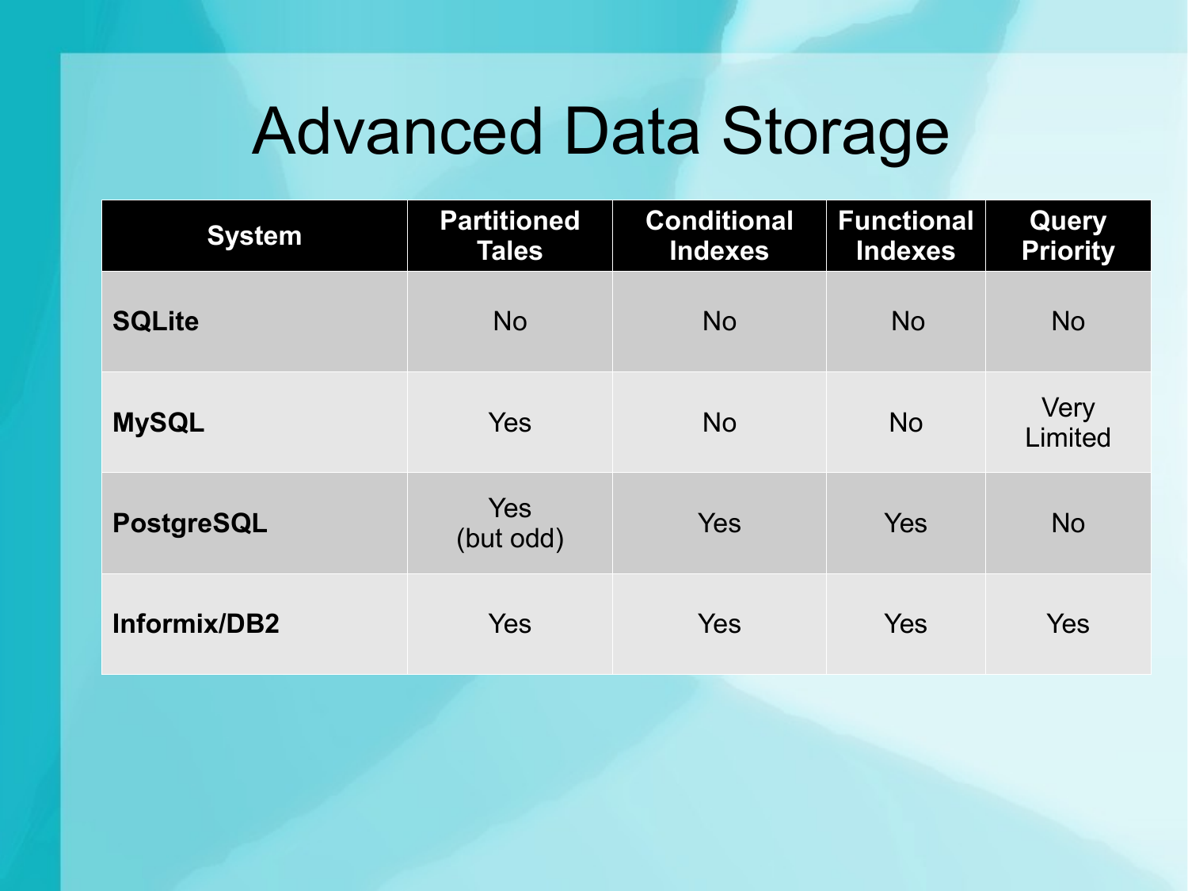# Advanced Data Storage

| System | Partitioned Tales | Conditional Indexes | Functional Indexes | Query Priority |
|---|---|---|---|---|
| **SQLite** | No | No | No | No |
| **MySQL** | Yes | No | No | Very Limited |
| **PostgreSQL** | Yes (but odd) | Yes | Yes | No |
| **Informix/DB2** | Yes | Yes | Yes | Yes |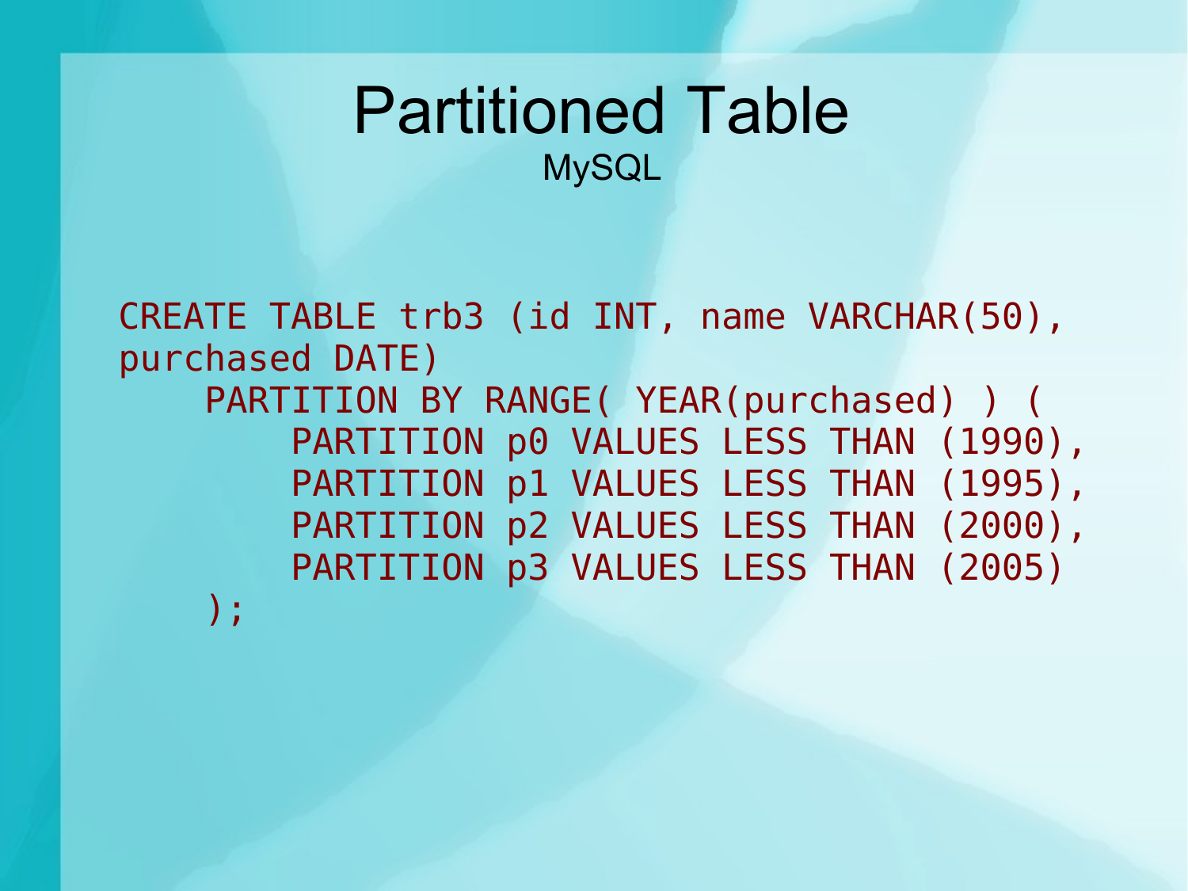# Partitioned Table

MySQL

```
CREATE TABLE trb3 (id INT, name VARCHAR(50),
purchased DATE)
    PARTITION BY RANGE( YEAR(purchased) ) (
        PARTITION p0 VALUES LESS THAN (1990),
        PARTITION p1 VALUES LESS THAN (1995),
        PARTITION p2 VALUES LESS THAN (2000),
        PARTITION p3 VALUES LESS THAN (2005)
    );
```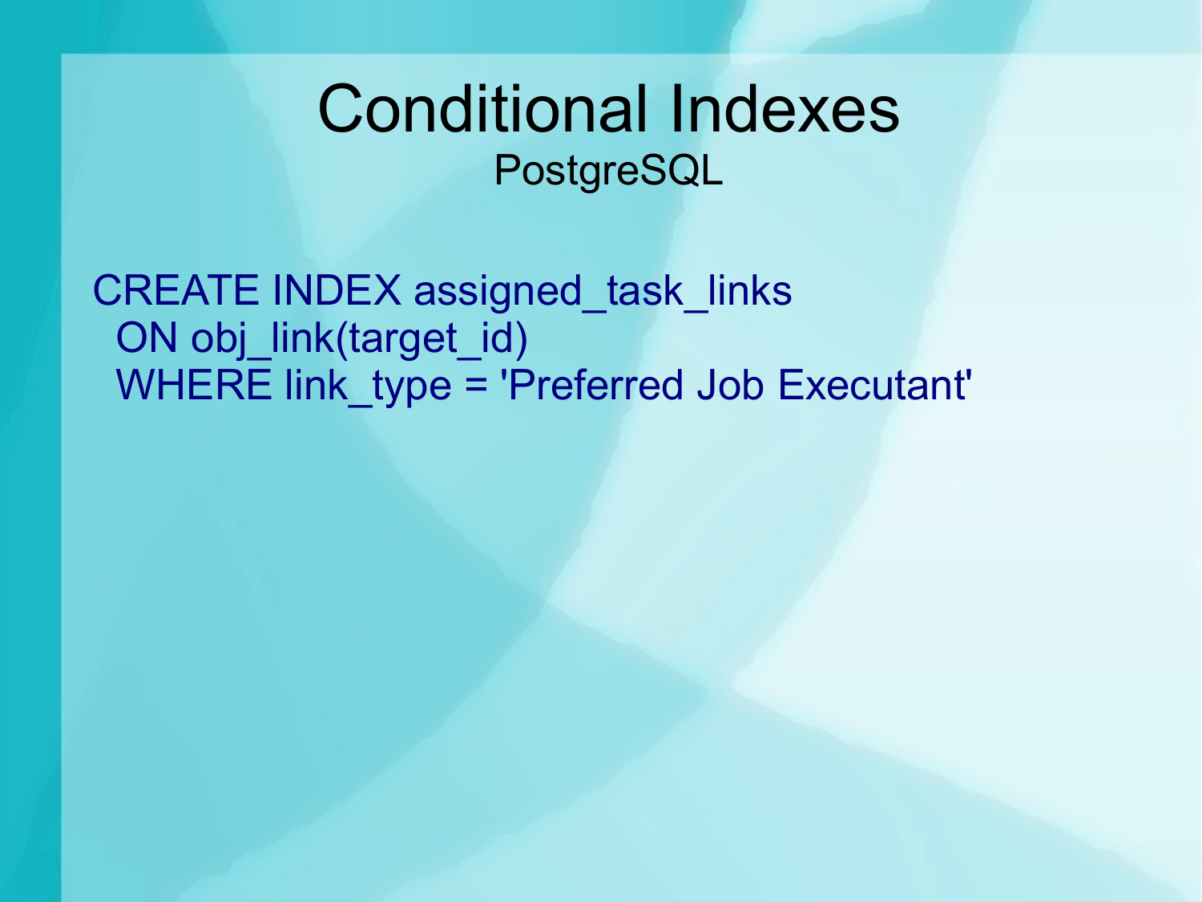# Conditional Indexes

## PostgreSQL

```
CREATE INDEX assigned_task_links
  ON obj_link(target_id)
  WHERE link_type = 'Preferred Job Executant'
```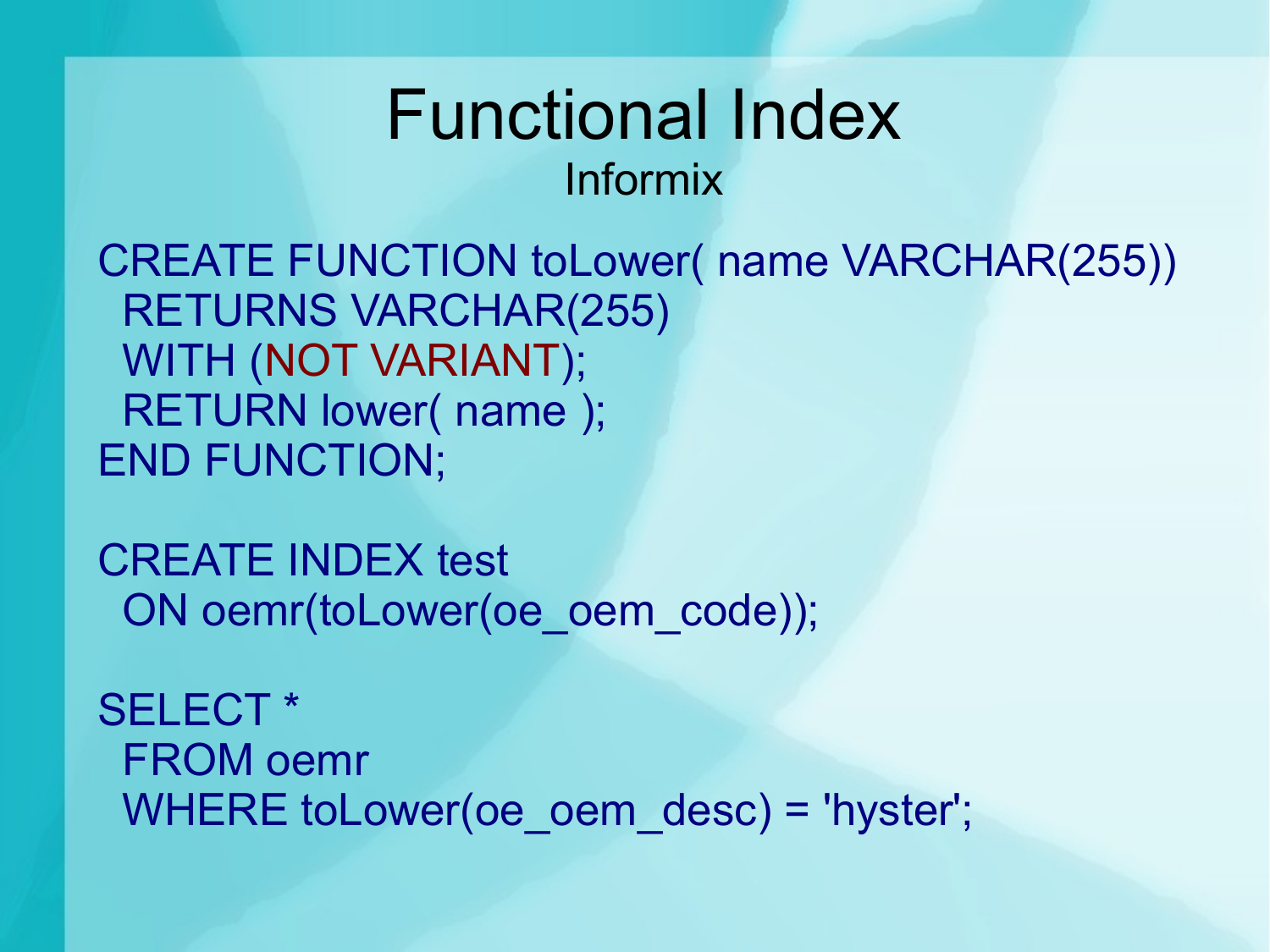# Functional Index

## Informix

```
CREATE FUNCTION toLower( name VARCHAR(255))
  RETURNS VARCHAR(255)
  WITH (NOT VARIANT);
  RETURN lower( name );
END FUNCTION;

CREATE INDEX test
  ON oemr(toLower(oe_oem_code));

SELECT *
  FROM oemr
  WHERE toLower(oe_oem_desc) = 'hyster';
```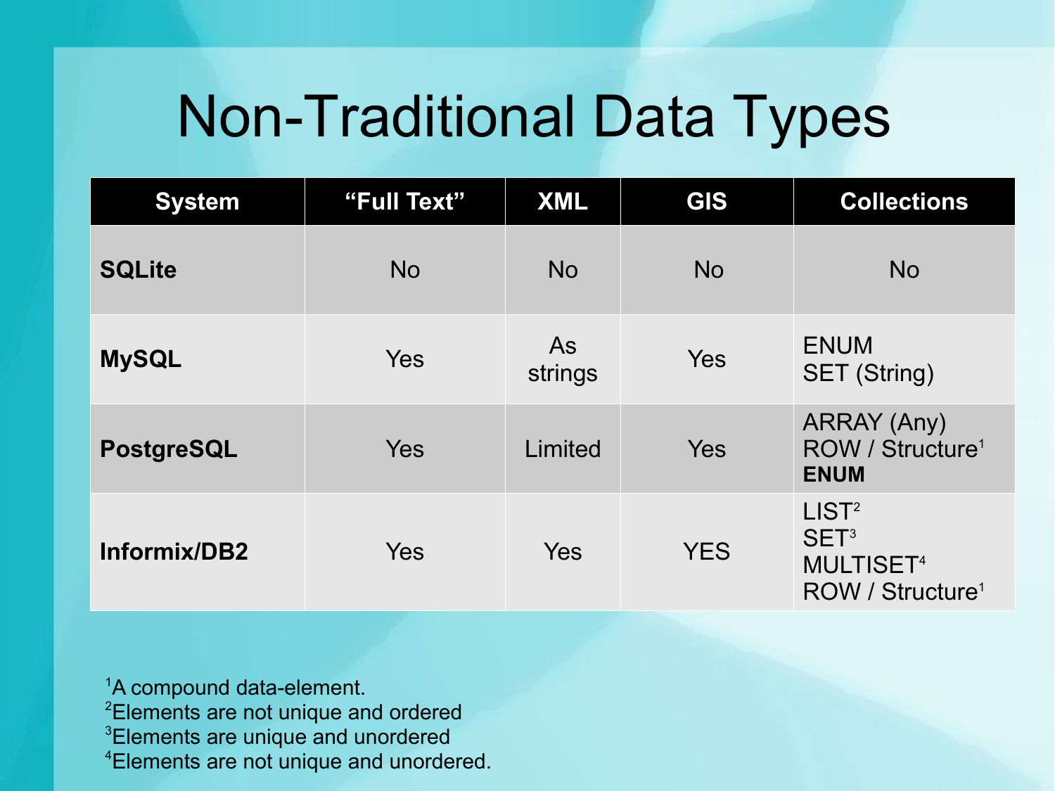# Non-Traditional Data Types

| System | "Full Text" | XML | GIS | Collections |
|---|---|---|---|---|
| **SQLite** | No | No | No | No |
| **MySQL** | Yes | As strings | Yes | ENUM<br>SET (String) |
| **PostgreSQL** | Yes | Limited | Yes | ARRAY (Any)<br>ROW / Structure[1]<br>**ENUM** |
| **Informix/DB2** | Yes | Yes | YES | LIST[2]<br>SET[3]<br>MULTISET[4]<br>ROW / Structure[1] |

[1]A compound data-element.
[2]Elements are not unique and ordered
[3]Elements are unique and unordered
[4]Elements are not unique and unordered.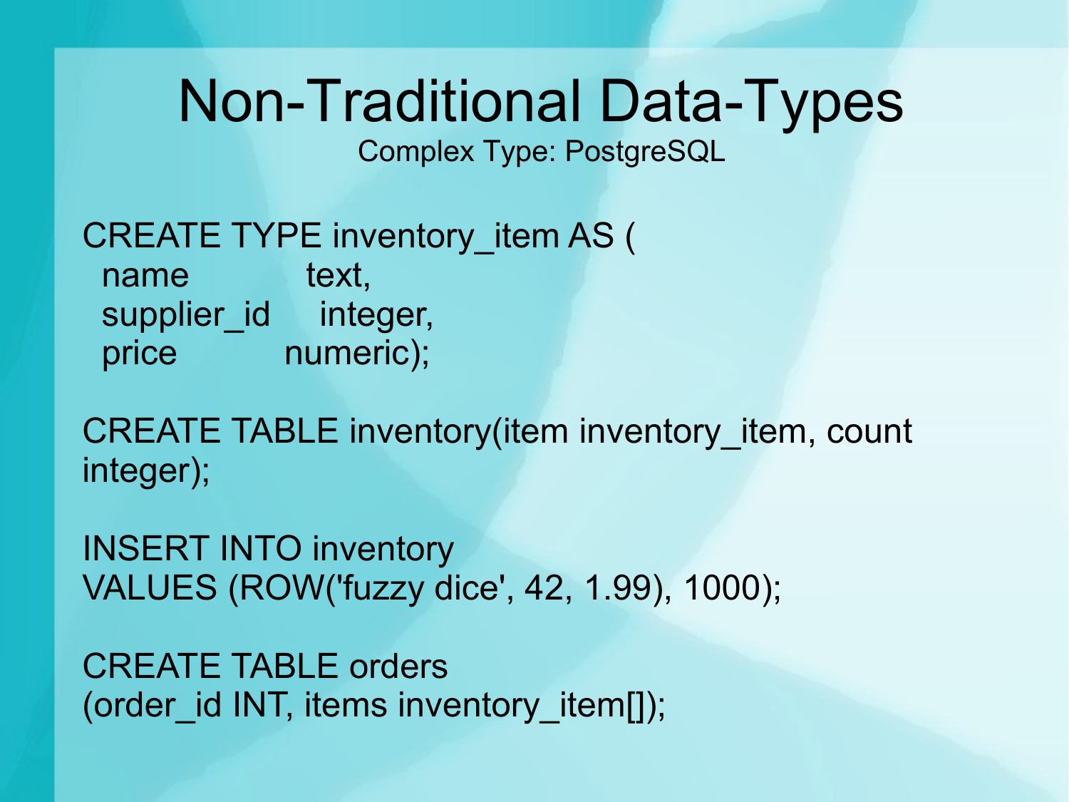# Non-Traditional Data-Types

Complex Type: PostgreSQL

```
CREATE TYPE inventory_item AS (
  name          text,
  supplier_id   integer,
  price         numeric);

CREATE TABLE inventory(item inventory_item, count
integer);

INSERT INTO inventory
VALUES (ROW('fuzzy dice', 42, 1.99), 1000);

CREATE TABLE orders
(order_id INT, items inventory_item[]);
```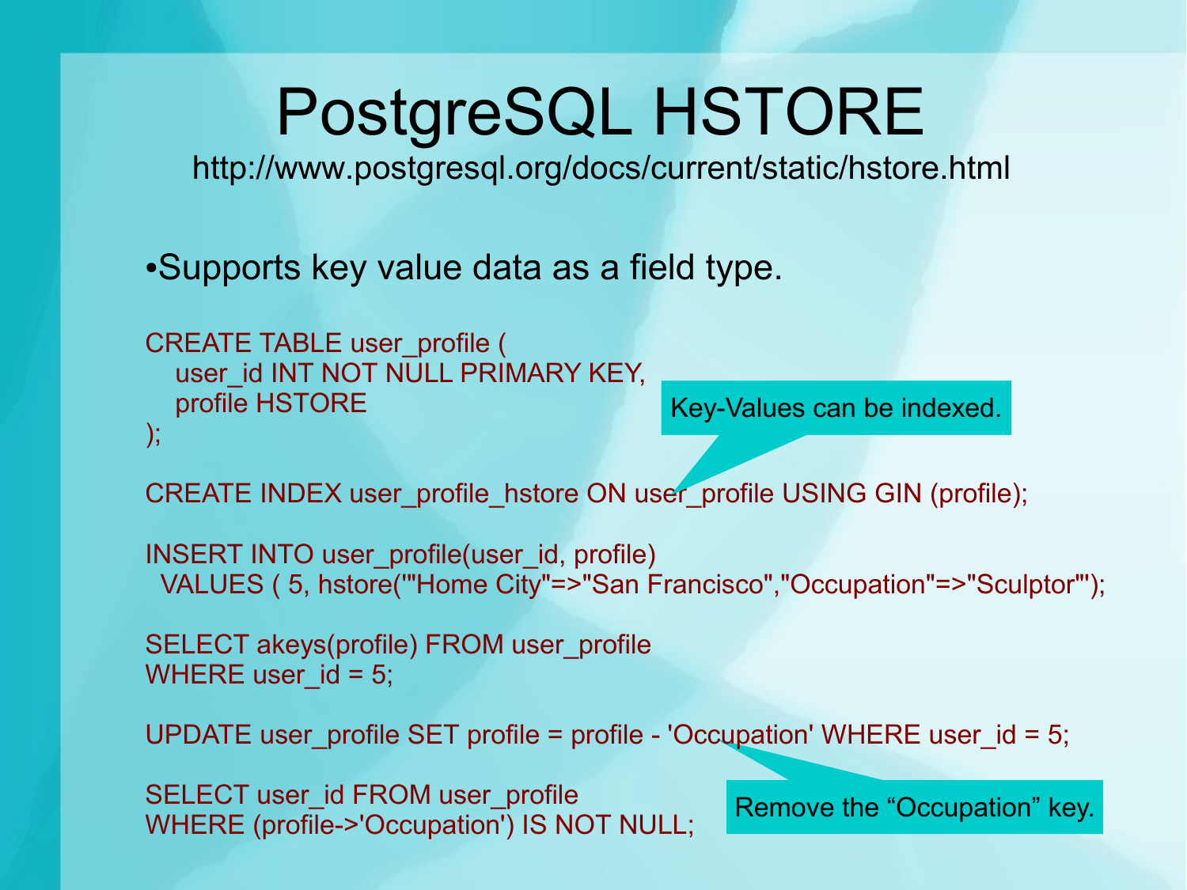# PostgreSQL HSTORE

http://www.postgresql.org/docs/current/static/hstore.html

- Supports key value data as a field type.

```
CREATE TABLE user_profile (
   user_id INT NOT NULL PRIMARY KEY,
   profile HSTORE
);

CREATE INDEX user_profile_hstore ON user_profile USING GIN (profile);

INSERT INTO user_profile(user_id, profile)
  VALUES ( 5, hstore('"Home City"=>"San Francisco","Occupation"=>"Sculptor"'));

SELECT akeys(profile) FROM user_profile
WHERE user_id = 5;

UPDATE user_profile SET profile = profile - 'Occupation' WHERE user_id = 5;

SELECT user_id FROM user_profile
WHERE (profile->'Occupation') IS NOT NULL;
```

Key-Values can be indexed.

Remove the “Occupation” key.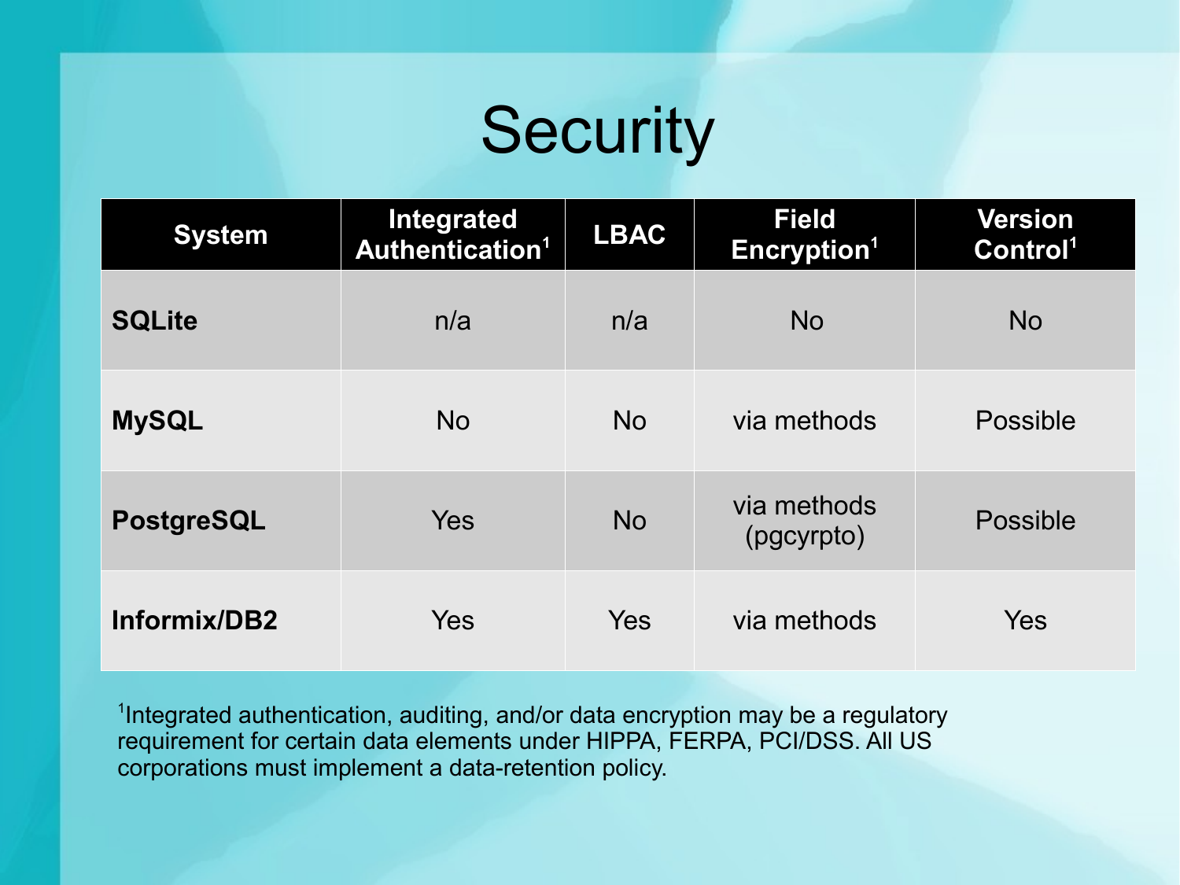# Security

| System | Integrated Authentication[1] | LBAC | Field Encryption[1] | Version Control[1] |
|---|---|---|---|---|
| **SQLite** | n/a | n/a | No | No |
| **MySQL** | No | No | via methods | Possible |
| **PostgreSQL** | Yes | No | via methods (pgcyrpto) | Possible |
| **Informix/DB2** | Yes | Yes | via methods | Yes |

[1]Integrated authentication, auditing, and/or data encryption may be a regulatory requirement for certain data elements under HIPPA, FERPA, PCI/DSS. All US corporations must implement a data-retention policy.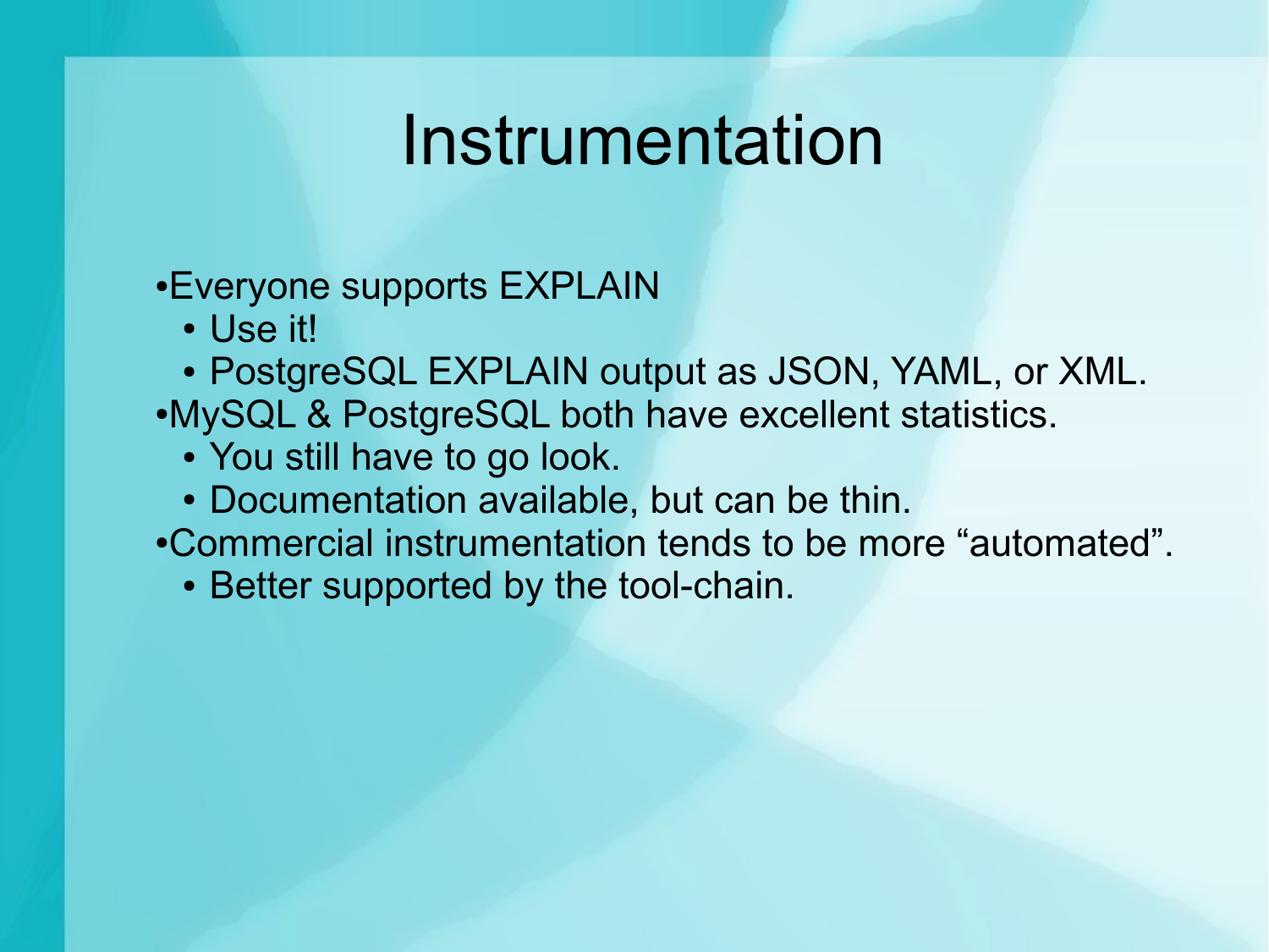# Instrumentation

- Everyone supports EXPLAIN
  - Use it!
  - PostgreSQL EXPLAIN output as JSON, YAML, or XML.
- MySQL & PostgreSQL both have excellent statistics.
  - You still have to go look.
  - Documentation available, but can be thin.
- Commercial instrumentation tends to be more “automated”.
  - Better supported by the tool-chain.